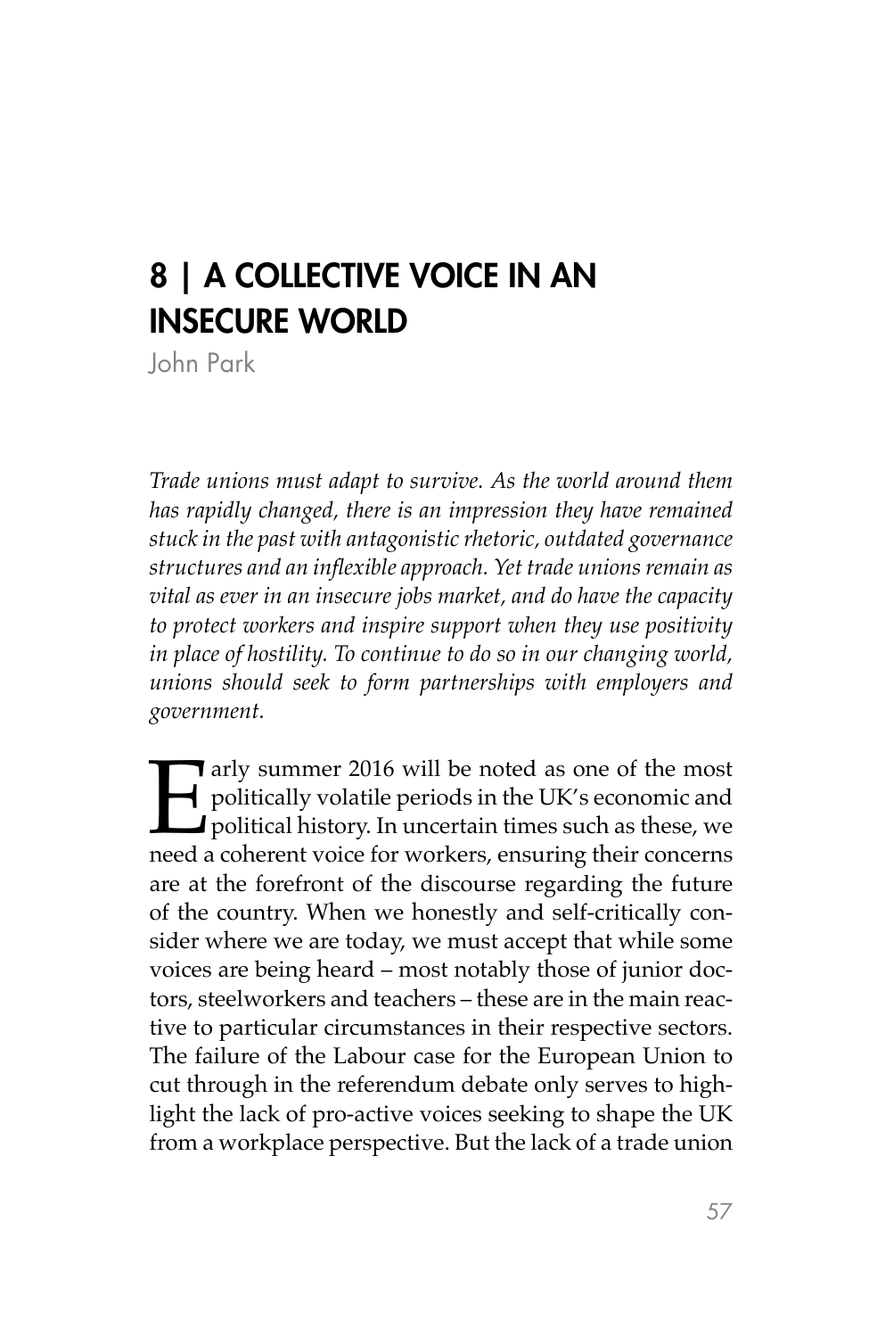# 8 | A COLLECTIVE VOICE IN AN INSECURE WORLD

John Park

*Trade unions must adapt to survive. As the world around them has rapidly changed, there is an impression they have remained stuck in the past with antagonistic rhetoric, outdated governance structures and an inflexible approach. Yet trade unions remain as vital as ever in an insecure jobs market, and do have the capacity to protect workers and inspire support when they use positivity in place of hostility. To continue to do so in our changing world, unions should seek to form partnerships with employers and government.*

Early summer 2016 will be noted as one of the most politically volatile periods in the UK's economic and political history. In uncertain times such as these, we need a coherent voice for workers, ensuring their concerns are at the forefront of the discourse regarding the future of the country. When we honestly and self-critically consider where we are today, we must accept that while some voices are being heard – most notably those of junior doctors, steelworkers and teachers – these are in the main reactive to particular circumstances in their respective sectors. The failure of the Labour case for the European Union to cut through in the referendum debate only serves to highlight the lack of pro-active voices seeking to shape the UK from a workplace perspective. But the lack of a trade union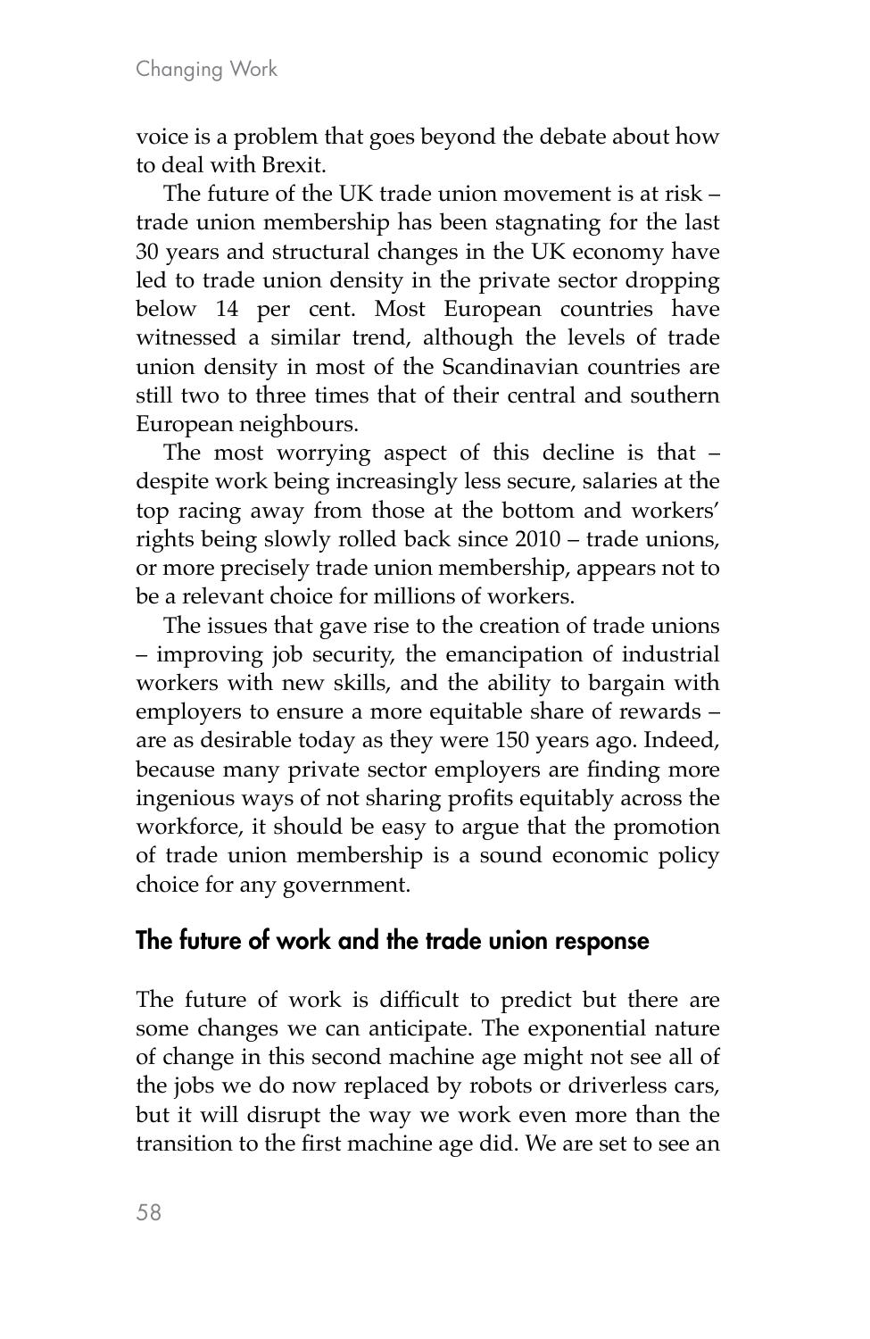voice is a problem that goes beyond the debate about how to deal with Brexit.

The future of the UK trade union movement is at risk – trade union membership has been stagnating for the last 30 years and structural changes in the UK economy have led to trade union density in the private sector dropping below 14 per cent. Most European countries have witnessed a similar trend, although the levels of trade union density in most of the Scandinavian countries are still two to three times that of their central and southern European neighbours.

The most worrying aspect of this decline is that – despite work being increasingly less secure, salaries at the top racing away from those at the bottom and workers' rights being slowly rolled back since 2010 – trade unions, or more precisely trade union membership, appears not to be a relevant choice for millions of workers.

The issues that gave rise to the creation of trade unions – improving job security, the emancipation of industrial workers with new skills, and the ability to bargain with employers to ensure a more equitable share of rewards – are as desirable today as they were 150 years ago. Indeed, because many private sector employers are finding more ingenious ways of not sharing profits equitably across the workforce, it should be easy to argue that the promotion of trade union membership is a sound economic policy choice for any government.

## The future of work and the trade union response

The future of work is difficult to predict but there are some changes we can anticipate. The exponential nature of change in this second machine age might not see all of the jobs we do now replaced by robots or driverless cars, but it will disrupt the way we work even more than the transition to the first machine age did. We are set to see an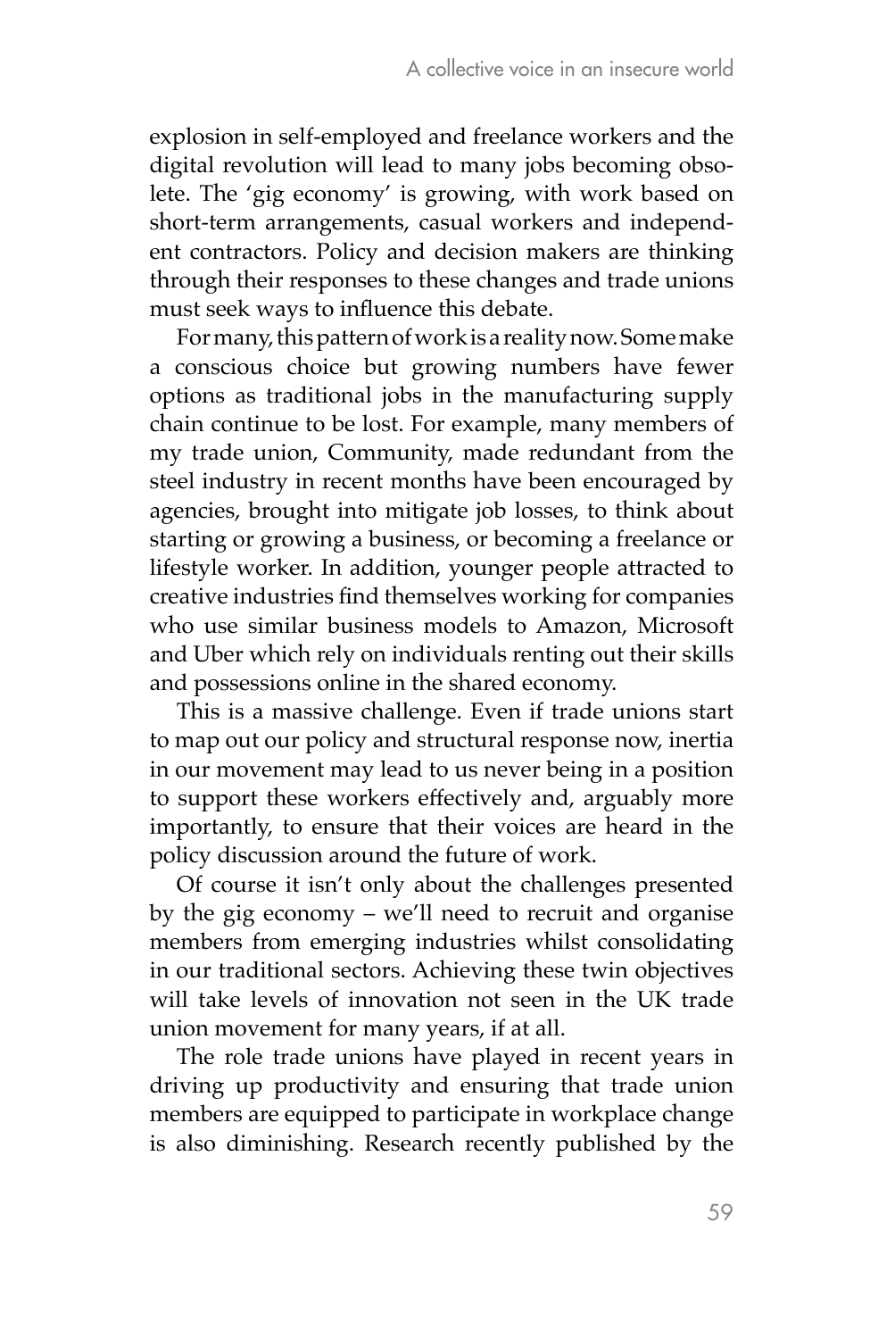explosion in self-employed and freelance workers and the digital revolution will lead to many jobs becoming obsolete. The 'gig economy' is growing, with work based on short-term arrangements, casual workers and independent contractors. Policy and decision makers are thinking through their responses to these changes and trade unions must seek ways to influence this debate.

For many, this pattern of work is a reality now. Some make a conscious choice but growing numbers have fewer options as traditional jobs in the manufacturing supply chain continue to be lost. For example, many members of my trade union, Community, made redundant from the steel industry in recent months have been encouraged by agencies, brought into mitigate job losses, to think about starting or growing a business, or becoming a freelance or lifestyle worker. In addition, younger people attracted to creative industries find themselves working for companies who use similar business models to Amazon, Microsoft and Uber which rely on individuals renting out their skills and possessions online in the shared economy.

This is a massive challenge. Even if trade unions start to map out our policy and structural response now, inertia in our movement may lead to us never being in a position to support these workers effectively and, arguably more importantly, to ensure that their voices are heard in the policy discussion around the future of work.

Of course it isn't only about the challenges presented by the gig economy – we'll need to recruit and organise members from emerging industries whilst consolidating in our traditional sectors. Achieving these twin objectives will take levels of innovation not seen in the UK trade union movement for many years, if at all.

The role trade unions have played in recent years in driving up productivity and ensuring that trade union members are equipped to participate in workplace change is also diminishing. Research recently published by the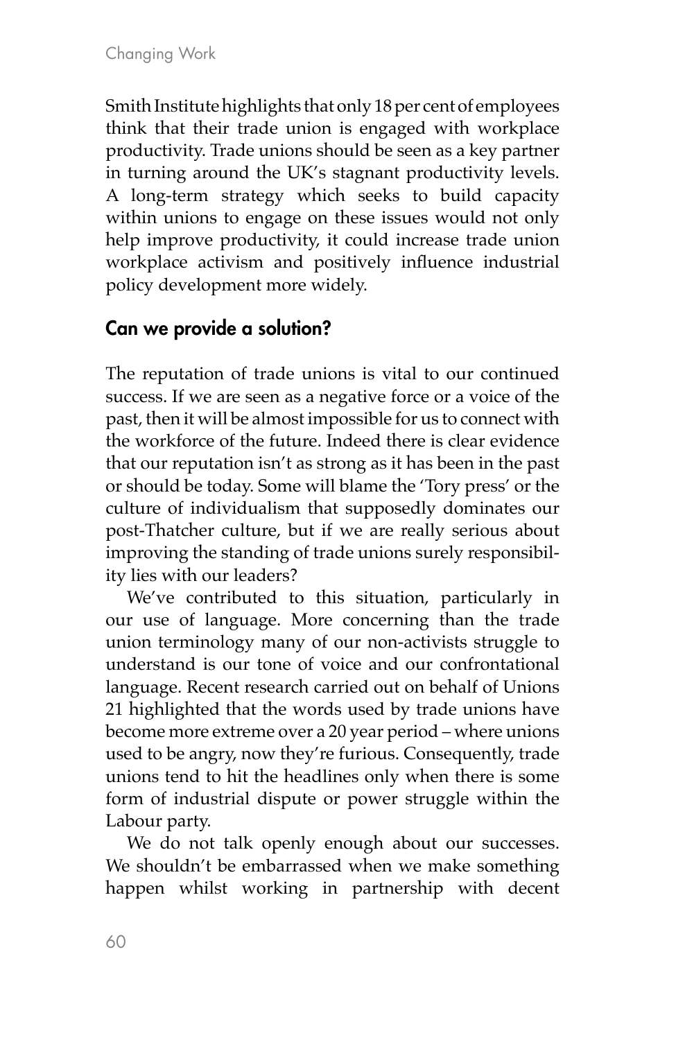Smith Institute highlights that only 18 per cent of employees think that their trade union is engaged with workplace productivity. Trade unions should be seen as a key partner in turning around the UK's stagnant productivity levels. A long-term strategy which seeks to build capacity within unions to engage on these issues would not only help improve productivity, it could increase trade union workplace activism and positively influence industrial policy development more widely.

## Can we provide a solution?

The reputation of trade unions is vital to our continued success. If we are seen as a negative force or a voice of the past, then it will be almost impossible for us to connect with the workforce of the future. Indeed there is clear evidence that our reputation isn't as strong as it has been in the past or should be today. Some will blame the 'Tory press' or the culture of individualism that supposedly dominates our post-Thatcher culture, but if we are really serious about improving the standing of trade unions surely responsibility lies with our leaders?

We've contributed to this situation, particularly in our use of language. More concerning than the trade union terminology many of our non-activists struggle to understand is our tone of voice and our confrontational language. Recent research carried out on behalf of Unions 21 highlighted that the words used by trade unions have become more extreme over a 20 year period – where unions used to be angry, now they're furious. Consequently, trade unions tend to hit the headlines only when there is some form of industrial dispute or power struggle within the Labour party.

We do not talk openly enough about our successes. We shouldn't be embarrassed when we make something happen whilst working in partnership with decent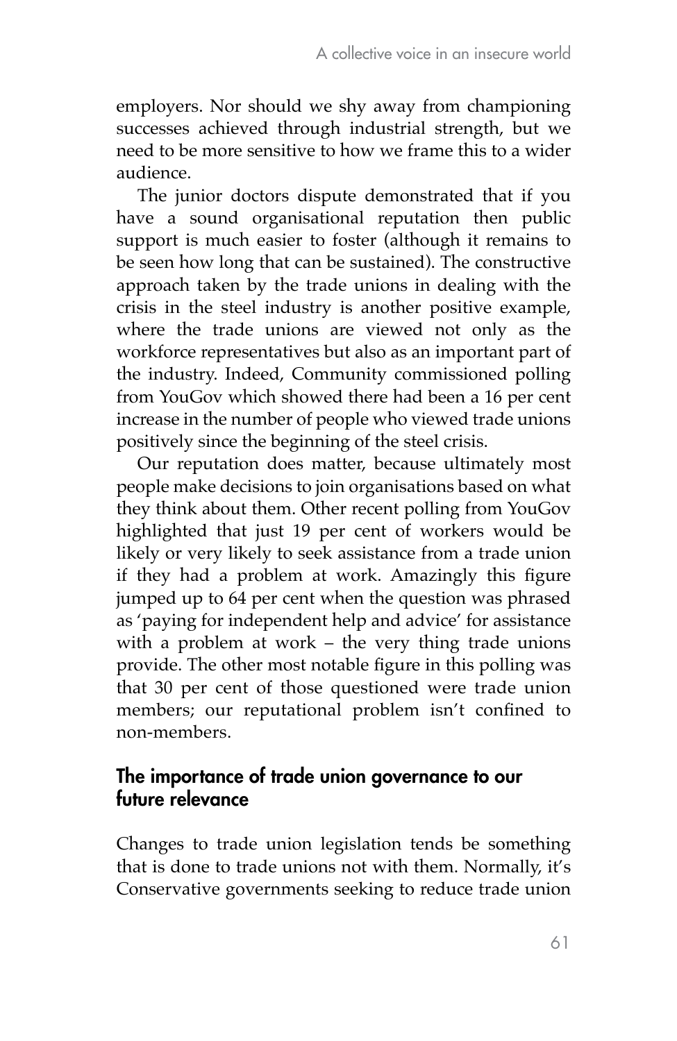employers. Nor should we shy away from championing successes achieved through industrial strength, but we need to be more sensitive to how we frame this to a wider audience.

The junior doctors dispute demonstrated that if you have a sound organisational reputation then public support is much easier to foster (although it remains to be seen how long that can be sustained). The constructive approach taken by the trade unions in dealing with the crisis in the steel industry is another positive example, where the trade unions are viewed not only as the workforce representatives but also as an important part of the industry. Indeed, Community commissioned polling from YouGov which showed there had been a 16 per cent increase in the number of people who viewed trade unions positively since the beginning of the steel crisis.

Our reputation does matter, because ultimately most people make decisions to join organisations based on what they think about them. Other recent polling from YouGov highlighted that just 19 per cent of workers would be likely or very likely to seek assistance from a trade union if they had a problem at work. Amazingly this figure jumped up to 64 per cent when the question was phrased as 'paying for independent help and advice' for assistance with a problem at work – the very thing trade unions provide. The other most notable figure in this polling was that 30 per cent of those questioned were trade union members; our reputational problem isn't confined to non-members.

## The importance of trade union governance to our future relevance

Changes to trade union legislation tends be something that is done to trade unions not with them. Normally, it's Conservative governments seeking to reduce trade union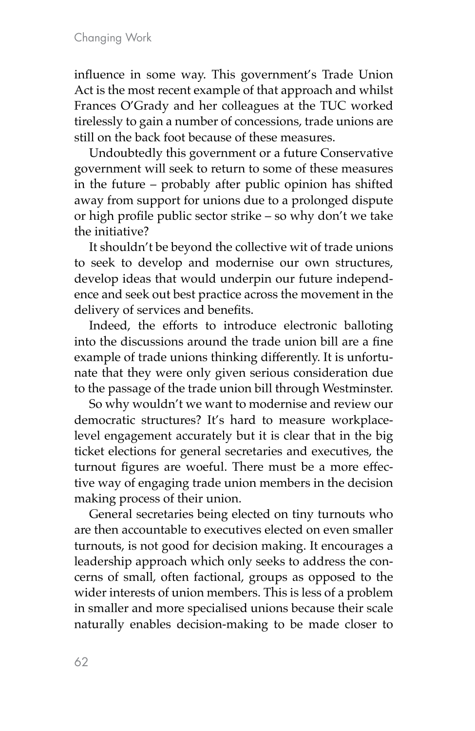influence in some way. This government's Trade Union Act is the most recent example of that approach and whilst Frances O'Grady and her colleagues at the TUC worked tirelessly to gain a number of concessions, trade unions are still on the back foot because of these measures.

Undoubtedly this government or a future Conservative government will seek to return to some of these measures in the future – probably after public opinion has shifted away from support for unions due to a prolonged dispute or high profile public sector strike – so why don't we take the initiative?

It shouldn't be beyond the collective wit of trade unions to seek to develop and modernise our own structures, develop ideas that would underpin our future independence and seek out best practice across the movement in the delivery of services and benefits.

Indeed, the efforts to introduce electronic balloting into the discussions around the trade union bill are a fine example of trade unions thinking differently. It is unfortunate that they were only given serious consideration due to the passage of the trade union bill through Westminster.

So why wouldn't we want to modernise and review our democratic structures? It's hard to measure workplace-level engagement accurately but it is clear that in the big ticket elections for general secretaries and executives, the turnout figures are woeful. There must be a more effective way of engaging trade union members in the decision making process of their union.

General secretaries being elected on tiny turnouts who are then accountable to executives elected on even smaller turnouts, is not good for decision making. It encourages a leadership approach which only seeks to address the concerns of small, often factional, groups as opposed to the wider interests of union members. This is less of a problem in smaller and more specialised unions because their scale naturally enables decision-making to be made closer to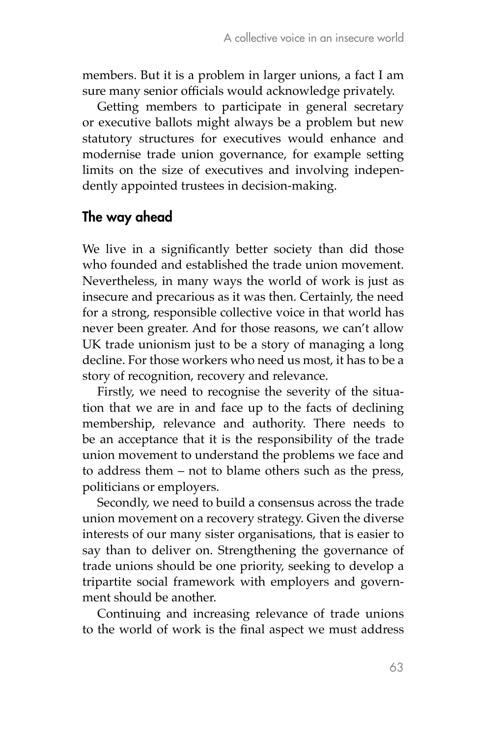members. But it is a problem in larger unions, a fact I am sure many senior officials would acknowledge privately.

Getting members to participate in general secretary or executive ballots might always be a problem but new statutory structures for executives would enhance and modernise trade union governance, for example setting limits on the size of executives and involving independently appointed trustees in decision-making.

## The way ahead

We live in a significantly better society than did those who founded and established the trade union movement. Nevertheless, in many ways the world of work is just as insecure and precarious as it was then. Certainly, the need for a strong, responsible collective voice in that world has never been greater. And for those reasons, we can't allow UK trade unionism just to be a story of managing a long decline. For those workers who need us most, it has to be a story of recognition, recovery and relevance.

Firstly, we need to recognise the severity of the situation that we are in and face up to the facts of declining membership, relevance and authority. There needs to be an acceptance that it is the responsibility of the trade union movement to understand the problems we face and to address them – not to blame others such as the press, politicians or employers.

Secondly, we need to build a consensus across the trade union movement on a recovery strategy. Given the diverse interests of our many sister organisations, that is easier to say than to deliver on. Strengthening the governance of trade unions should be one priority, seeking to develop a tripartite social framework with employers and government should be another.

Continuing and increasing relevance of trade unions to the world of work is the final aspect we must address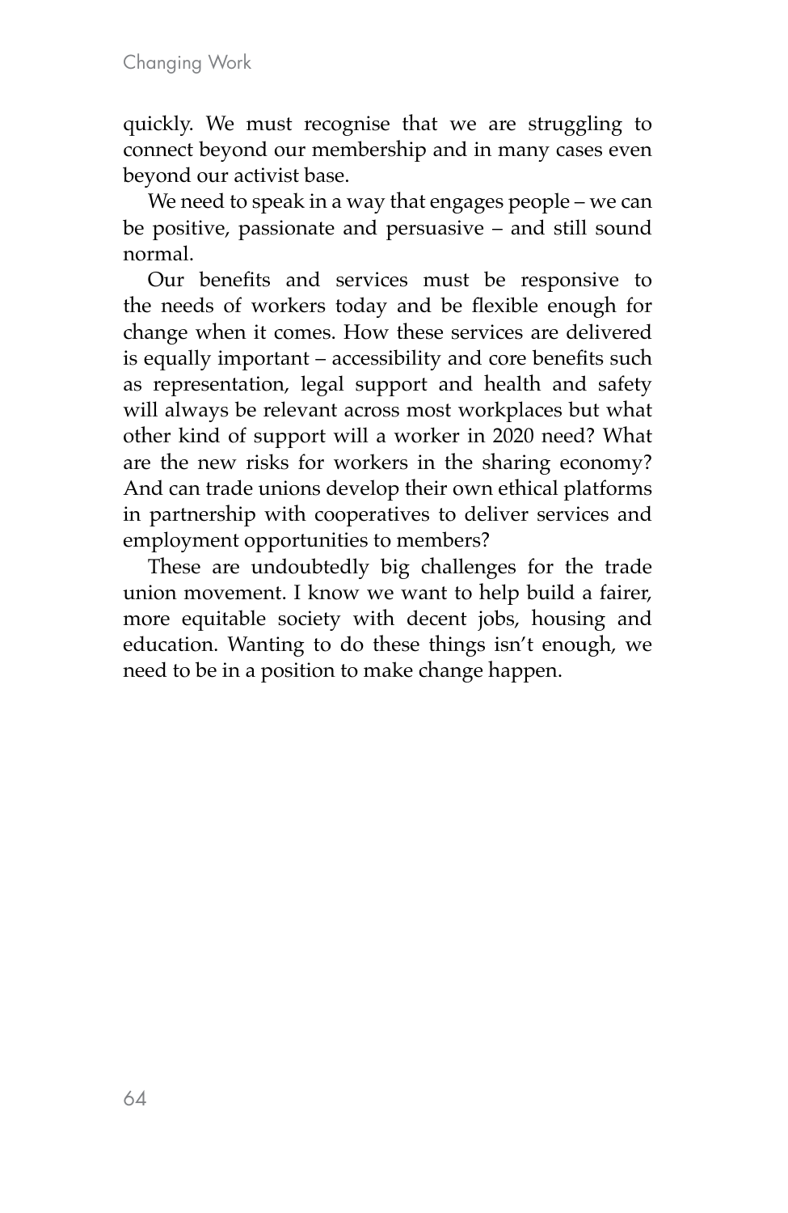quickly. We must recognise that we are struggling to connect beyond our membership and in many cases even beyond our activist base.

We need to speak in a way that engages people – we can be positive, passionate and persuasive – and still sound normal.

Our benefits and services must be responsive to the needs of workers today and be flexible enough for change when it comes. How these services are delivered is equally important – accessibility and core benefits such as representation, legal support and health and safety will always be relevant across most workplaces but what other kind of support will a worker in 2020 need? What are the new risks for workers in the sharing economy? And can trade unions develop their own ethical platforms in partnership with cooperatives to deliver services and employment opportunities to members?

These are undoubtedly big challenges for the trade union movement. I know we want to help build a fairer, more equitable society with decent jobs, housing and education. Wanting to do these things isn't enough, we need to be in a position to make change happen.